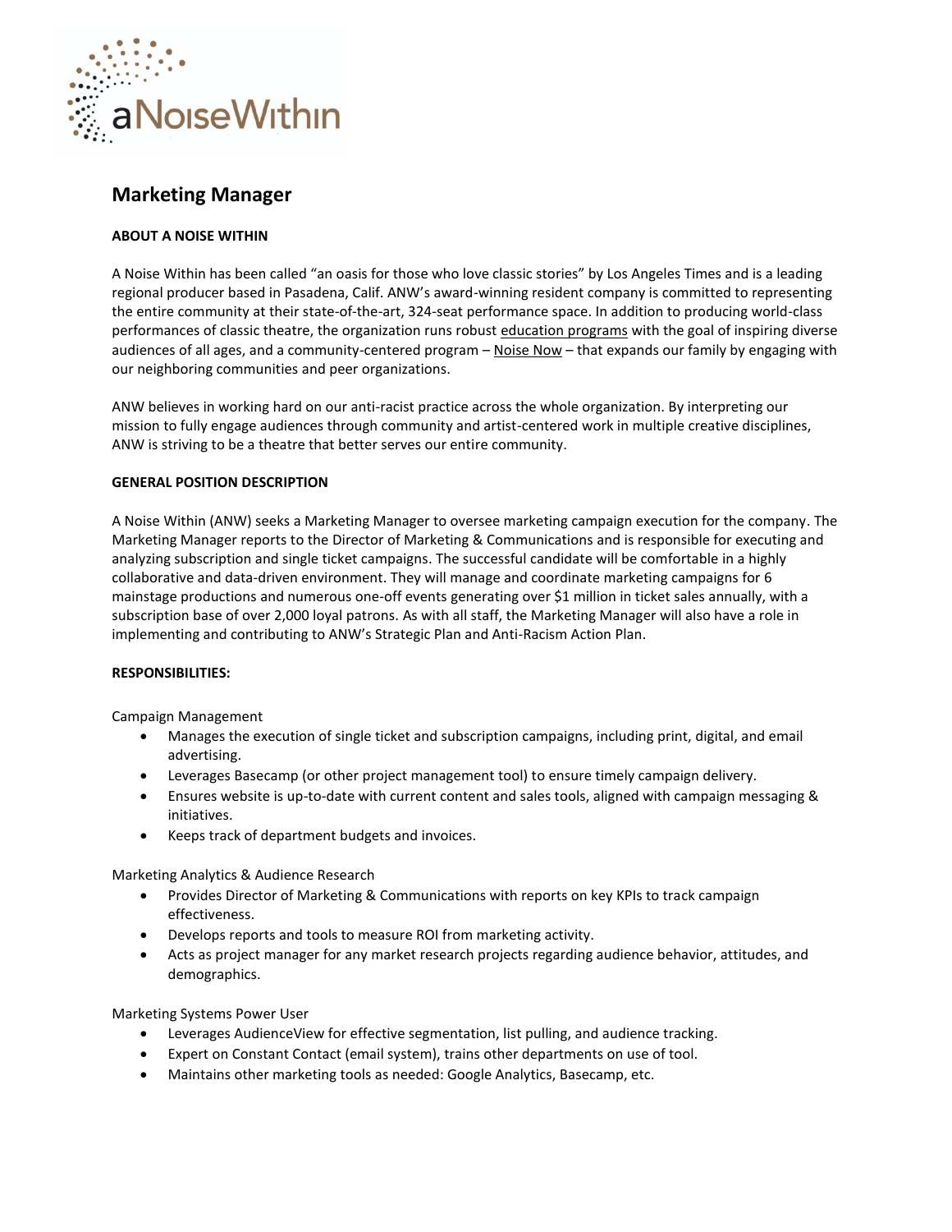# Marketing Manager

**ABOUT A NOISE WITHIN**

A Noise Within has been called "an oasis for those who love classic stories" by Los Angeles Times and is a leading regional producer based in Pasadena, Calif. ANW's award-winning resident company is committed to representing the entire community at their state-of-the-art, 324-seat performance space. In addition to producing world-class performances of classic theatre, the organization runs robust education programs with the goal of inspiring diverse audiences of all ages, and a community-centered program – Noise Now – that expands our family by engaging with our neighboring communities and peer organizations.

ANW believes in working hard on our anti-racist practice across the whole organization. By interpreting our mission to fully engage audiences through community and artist-centered work in multiple creative disciplines, ANW is striving to be a theatre that better serves our entire community.

**GENERAL POSITION DESCRIPTION**

A Noise Within (ANW) seeks a Marketing Manager to oversee marketing campaign execution for the company. The Marketing Manager reports to the Director of Marketing & Communications and is responsible for executing and analyzing subscription and single ticket campaigns. The successful candidate will be comfortable in a highly collaborative and data-driven environment. They will manage and coordinate marketing campaigns for 6 mainstage productions and numerous one-off events generating over $1 million in ticket sales annually, with a subscription base of over 2,000 loyal patrons. As with all staff, the Marketing Manager will also have a role in implementing and contributing to ANW's Strategic Plan and Anti-Racism Action Plan.

**RESPONSIBILITIES:**

Campaign Management

- Manages the execution of single ticket and subscription campaigns, including print, digital, and email advertising.
- Leverages Basecamp (or other project management tool) to ensure timely campaign delivery.
- Ensures website is up-to-date with current content and sales tools, aligned with campaign messaging & initiatives.
- Keeps track of department budgets and invoices.

Marketing Analytics & Audience Research

- Provides Director of Marketing & Communications with reports on key KPIs to track campaign effectiveness.
- Develops reports and tools to measure ROI from marketing activity.
- Acts as project manager for any market research projects regarding audience behavior, attitudes, and demographics.

Marketing Systems Power User

- Leverages AudienceView for effective segmentation, list pulling, and audience tracking.
- Expert on Constant Contact (email system), trains other departments on use of tool.
- Maintains other marketing tools as needed: Google Analytics, Basecamp, etc.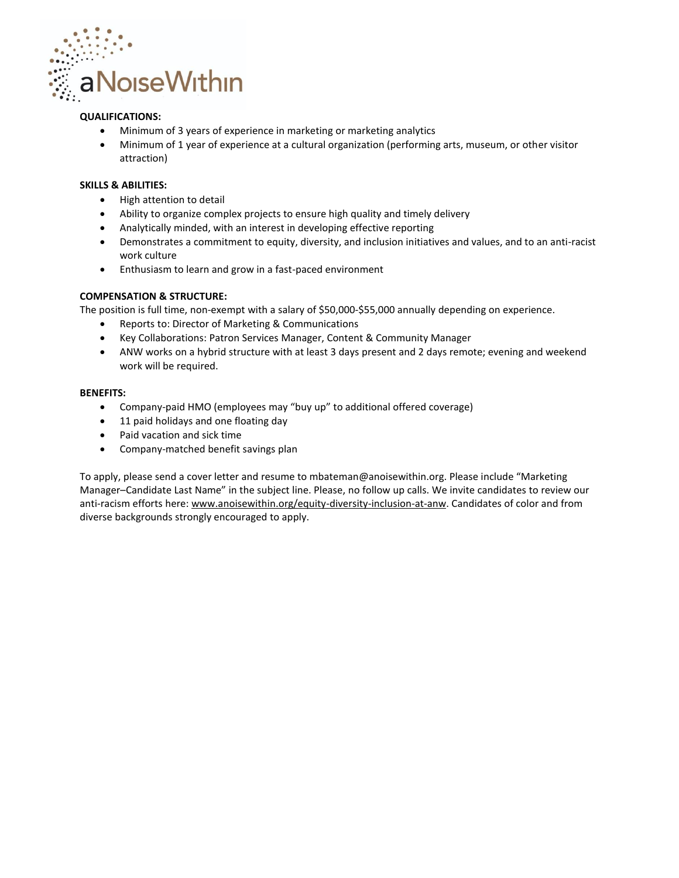**QUALIFICATIONS:**

- Minimum of 3 years of experience in marketing or marketing analytics
- Minimum of 1 year of experience at a cultural organization (performing arts, museum, or other visitor attraction)

**SKILLS & ABILITIES:**

- High attention to detail
- Ability to organize complex projects to ensure high quality and timely delivery
- Analytically minded, with an interest in developing effective reporting
- Demonstrates a commitment to equity, diversity, and inclusion initiatives and values, and to an anti-racist work culture
- Enthusiasm to learn and grow in a fast-paced environment

**COMPENSATION & STRUCTURE:**

The position is full time, non-exempt with a salary of $50,000-$55,000 annually depending on experience.

- Reports to: Director of Marketing & Communications
- Key Collaborations: Patron Services Manager, Content & Community Manager
- ANW works on a hybrid structure with at least 3 days present and 2 days remote; evening and weekend work will be required.

**BENEFITS:**

- Company-paid HMO (employees may "buy up" to additional offered coverage)
- 11 paid holidays and one floating day
- Paid vacation and sick time
- Company-matched benefit savings plan

To apply, please send a cover letter and resume to mbateman@anoisewithin.org. Please include "Marketing Manager–Candidate Last Name" in the subject line. Please, no follow up calls. We invite candidates to review our anti-racism efforts here: www.anoisewithin.org/equity-diversity-inclusion-at-anw. Candidates of color and from diverse backgrounds strongly encouraged to apply.